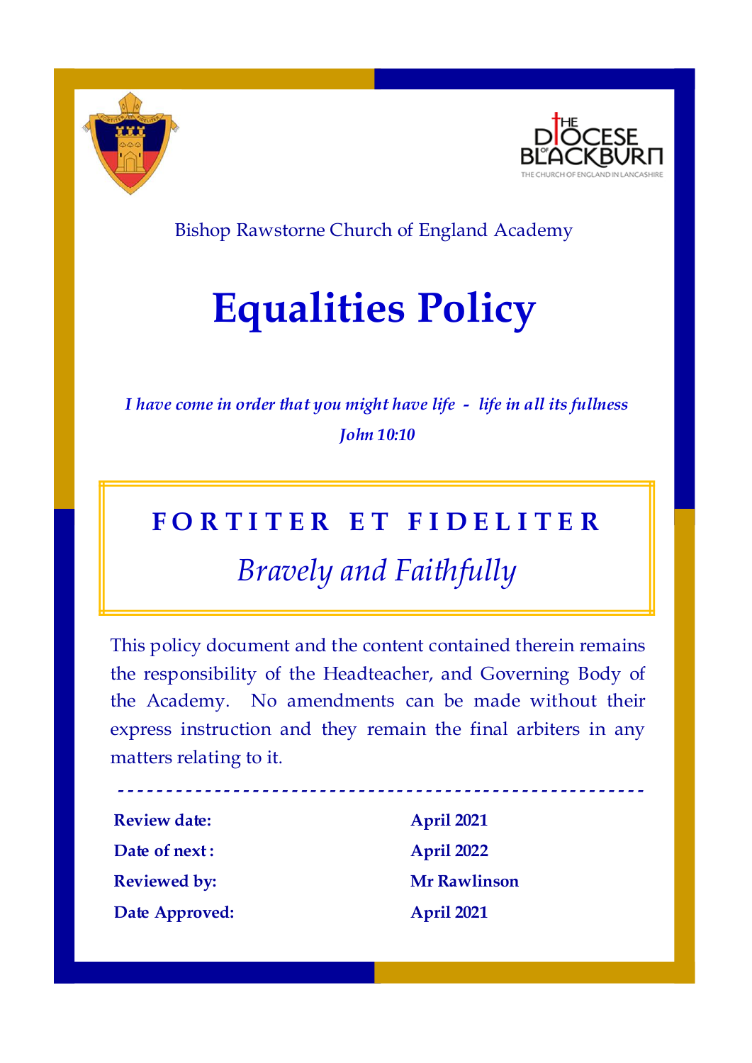THE DIOCESE OF BLACKBURN
THE CHURCH OF ENGLAND IN LANCASHIRE

Bishop Rawstorne Church of England Academy

# Equalities Policy

*I have come in order that you might have life - life in all its fullness*
***John 10:10***

**FORTITER ET FIDELITER**

*Bravely and Faithfully*

This policy document and the content contained therein remains the responsibility of the Headteacher, and Governing Body of the Academy. No amendments can be made without their express instruction and they remain the final arbiters in any matters relating to it.

| | |
|---|---|
| **Review date:** | **April 2021** |
| **Date of next :** | **April 2022** |
| **Reviewed by:** | **Mr Rawlinson** |
| **Date Approved:** | **April 2021** |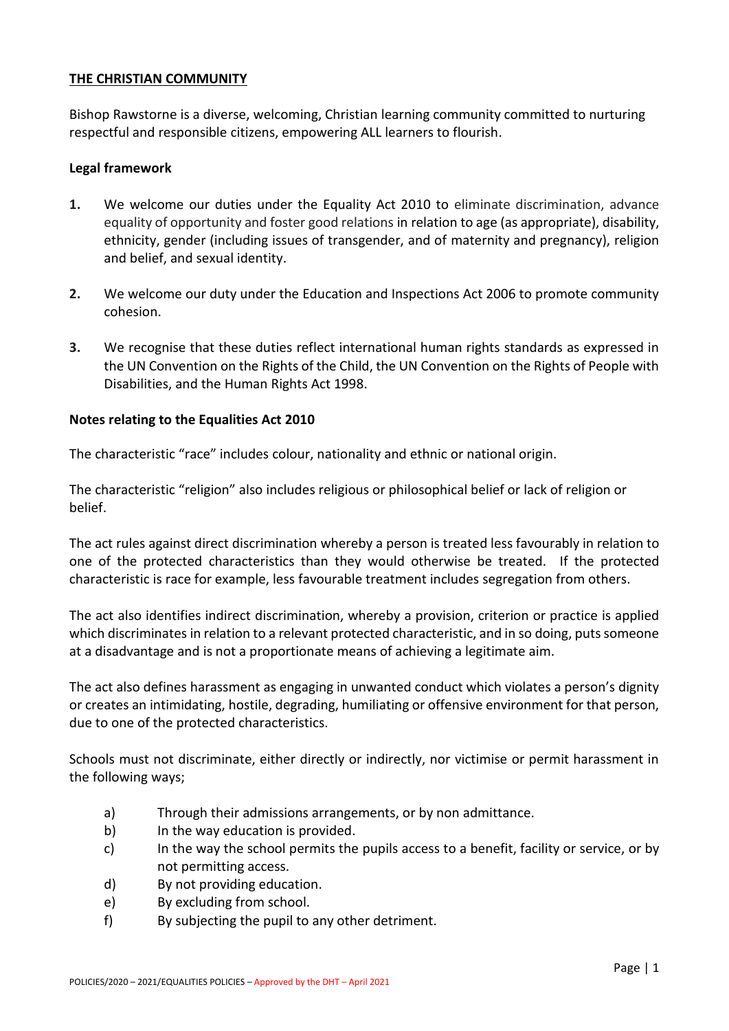**THE CHRISTIAN COMMUNITY**

Bishop Rawstorne is a diverse, welcoming, Christian learning community committed to nurturing respectful and responsible citizens, empowering ALL learners to flourish.

**Legal framework**

1. We welcome our duties under the Equality Act 2010 to eliminate discrimination, advance equality of opportunity and foster good relations in relation to age (as appropriate), disability, ethnicity, gender (including issues of transgender, and of maternity and pregnancy), religion and belief, and sexual identity.

2. We welcome our duty under the Education and Inspections Act 2006 to promote community cohesion.

3. We recognise that these duties reflect international human rights standards as expressed in the UN Convention on the Rights of the Child, the UN Convention on the Rights of People with Disabilities, and the Human Rights Act 1998.

**Notes relating to the Equalities Act 2010**

The characteristic "race" includes colour, nationality and ethnic or national origin.

The characteristic "religion" also includes religious or philosophical belief or lack of religion or belief.

The act rules against direct discrimination whereby a person is treated less favourably in relation to one of the protected characteristics than they would otherwise be treated. If the protected characteristic is race for example, less favourable treatment includes segregation from others.

The act also identifies indirect discrimination, whereby a provision, criterion or practice is applied which discriminates in relation to a relevant protected characteristic, and in so doing, puts someone at a disadvantage and is not a proportionate means of achieving a legitimate aim.

The act also defines harassment as engaging in unwanted conduct which violates a person's dignity or creates an intimidating, hostile, degrading, humiliating or offensive environment for that person, due to one of the protected characteristics.

Schools must not discriminate, either directly or indirectly, nor victimise or permit harassment in the following ways;

a) Through their admissions arrangements, or by non admittance.
b) In the way education is provided.
c) In the way the school permits the pupils access to a benefit, facility or service, or by not permitting access.
d) By not providing education.
e) By excluding from school.
f) By subjecting the pupil to any other detriment.

POLICIES/2020 – 2021/EQUALITIES POLICIES – Approved by the DHT – April 2021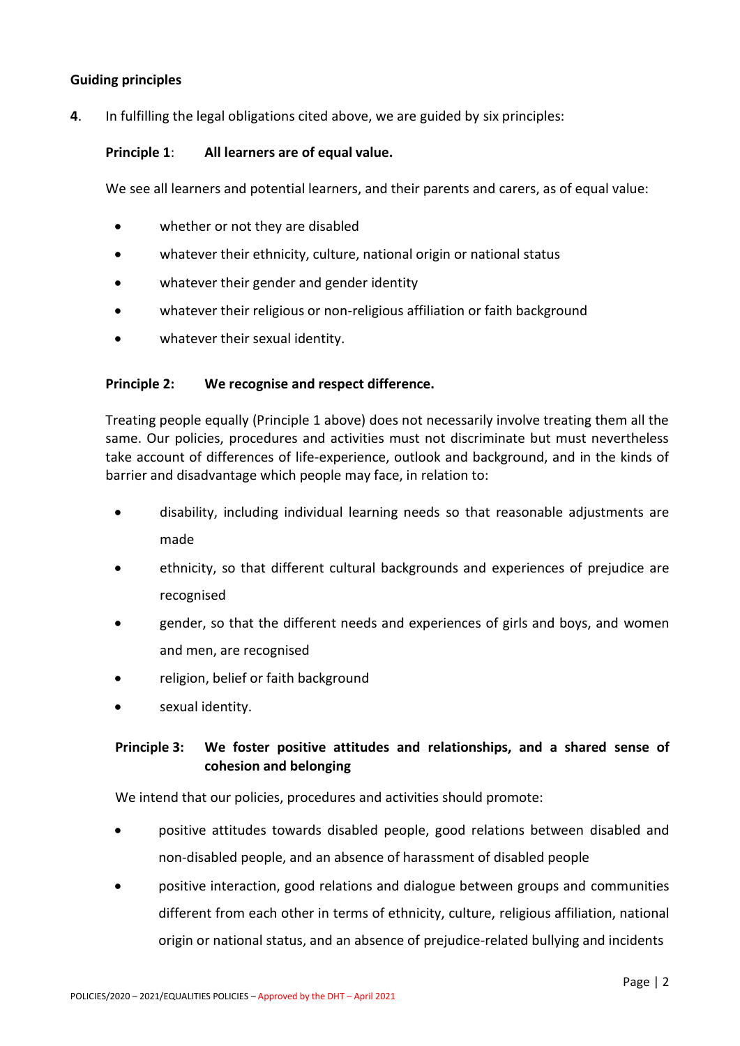### Guiding principles

**4**. In fulfilling the legal obligations cited above, we are guided by six principles:

**Principle 1**: **All learners are of equal value.**

We see all learners and potential learners, and their parents and carers, as of equal value:

- whether or not they are disabled
- whatever their ethnicity, culture, national origin or national status
- whatever their gender and gender identity
- whatever their religious or non-religious affiliation or faith background
- whatever their sexual identity.

**Principle 2: We recognise and respect difference.**

Treating people equally (Principle 1 above) does not necessarily involve treating them all the same. Our policies, procedures and activities must not discriminate but must nevertheless take account of differences of life-experience, outlook and background, and in the kinds of barrier and disadvantage which people may face, in relation to:

- disability, including individual learning needs so that reasonable adjustments are made
- ethnicity, so that different cultural backgrounds and experiences of prejudice are recognised
- gender, so that the different needs and experiences of girls and boys, and women and men, are recognised
- religion, belief or faith background
- sexual identity.

**Principle 3: We foster positive attitudes and relationships, and a shared sense of cohesion and belonging**

We intend that our policies, procedures and activities should promote:

- positive attitudes towards disabled people, good relations between disabled and non-disabled people, and an absence of harassment of disabled people
- positive interaction, good relations and dialogue between groups and communities different from each other in terms of ethnicity, culture, religious affiliation, national origin or national status, and an absence of prejudice-related bullying and incidents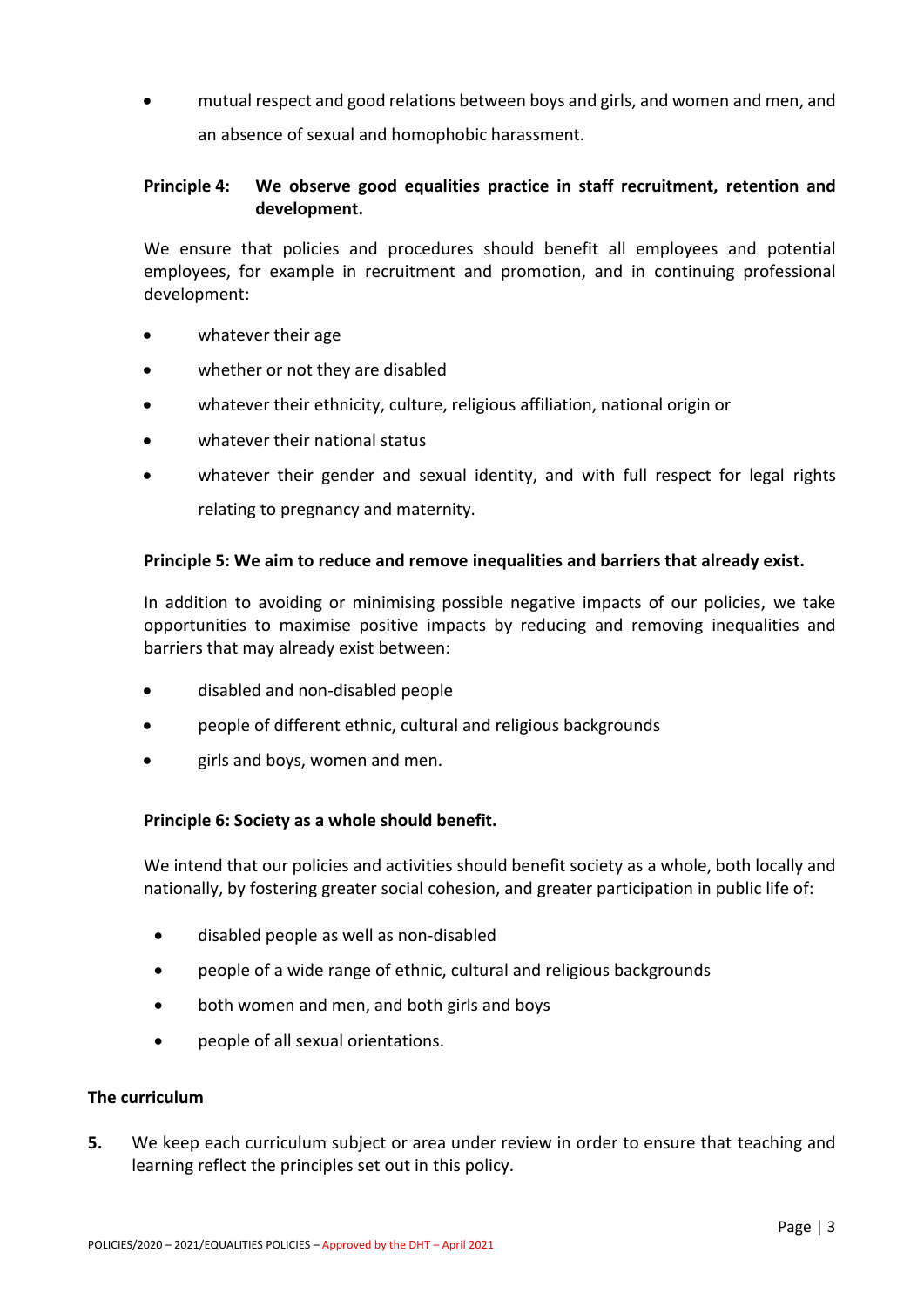- mutual respect and good relations between boys and girls, and women and men, and an absence of sexual and homophobic harassment.

**Principle 4: We observe good equalities practice in staff recruitment, retention and development.**

We ensure that policies and procedures should benefit all employees and potential employees, for example in recruitment and promotion, and in continuing professional development:

- whatever their age
- whether or not they are disabled
- whatever their ethnicity, culture, religious affiliation, national origin or
- whatever their national status
- whatever their gender and sexual identity, and with full respect for legal rights relating to pregnancy and maternity.

**Principle 5: We aim to reduce and remove inequalities and barriers that already exist.**

In addition to avoiding or minimising possible negative impacts of our policies, we take opportunities to maximise positive impacts by reducing and removing inequalities and barriers that may already exist between:

- disabled and non-disabled people
- people of different ethnic, cultural and religious backgrounds
- girls and boys, women and men.

**Principle 6: Society as a whole should benefit.**

We intend that our policies and activities should benefit society as a whole, both locally and nationally, by fostering greater social cohesion, and greater participation in public life of:

- disabled people as well as non-disabled
- people of a wide range of ethnic, cultural and religious backgrounds
- both women and men, and both girls and boys
- people of all sexual orientations.

**The curriculum**

**5.** We keep each curriculum subject or area under review in order to ensure that teaching and learning reflect the principles set out in this policy.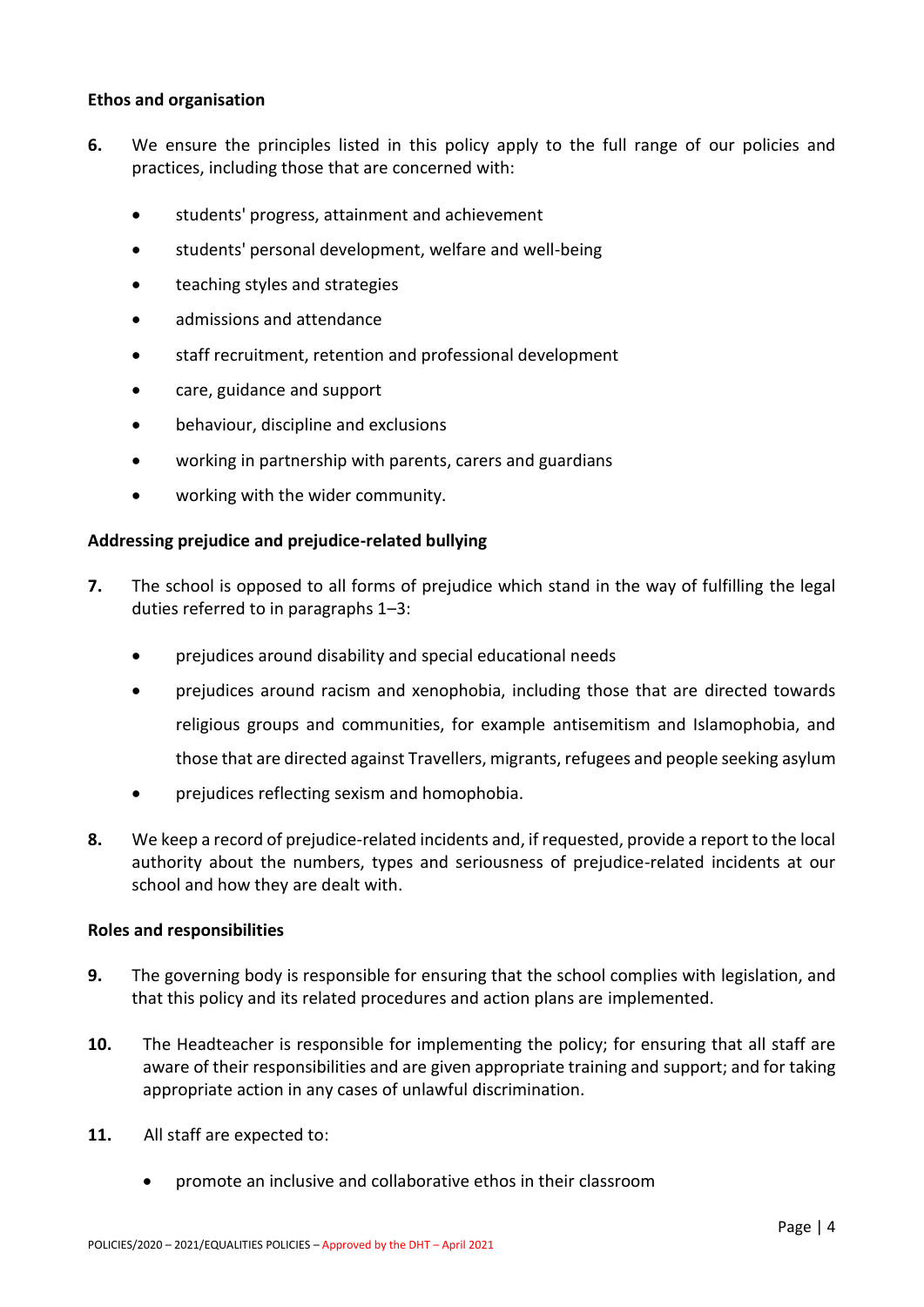**Ethos and organisation**

6. We ensure the principles listed in this policy apply to the full range of our policies and practices, including those that are concerned with:

   - students' progress, attainment and achievement
   - students' personal development, welfare and well-being
   - teaching styles and strategies
   - admissions and attendance
   - staff recruitment, retention and professional development
   - care, guidance and support
   - behaviour, discipline and exclusions
   - working in partnership with parents, carers and guardians
   - working with the wider community.

**Addressing prejudice and prejudice-related bullying**

7. The school is opposed to all forms of prejudice which stand in the way of fulfilling the legal duties referred to in paragraphs 1–3:

   - prejudices around disability and special educational needs
   - prejudices around racism and xenophobia, including those that are directed towards religious groups and communities, for example antisemitism and Islamophobia, and those that are directed against Travellers, migrants, refugees and people seeking asylum
   - prejudices reflecting sexism and homophobia.

8. We keep a record of prejudice-related incidents and, if requested, provide a report to the local authority about the numbers, types and seriousness of prejudice-related incidents at our school and how they are dealt with.

**Roles and responsibilities**

9. The governing body is responsible for ensuring that the school complies with legislation, and that this policy and its related procedures and action plans are implemented.

10. The Headteacher is responsible for implementing the policy; for ensuring that all staff are aware of their responsibilities and are given appropriate training and support; and for taking appropriate action in any cases of unlawful discrimination.

11. All staff are expected to:

    - promote an inclusive and collaborative ethos in their classroom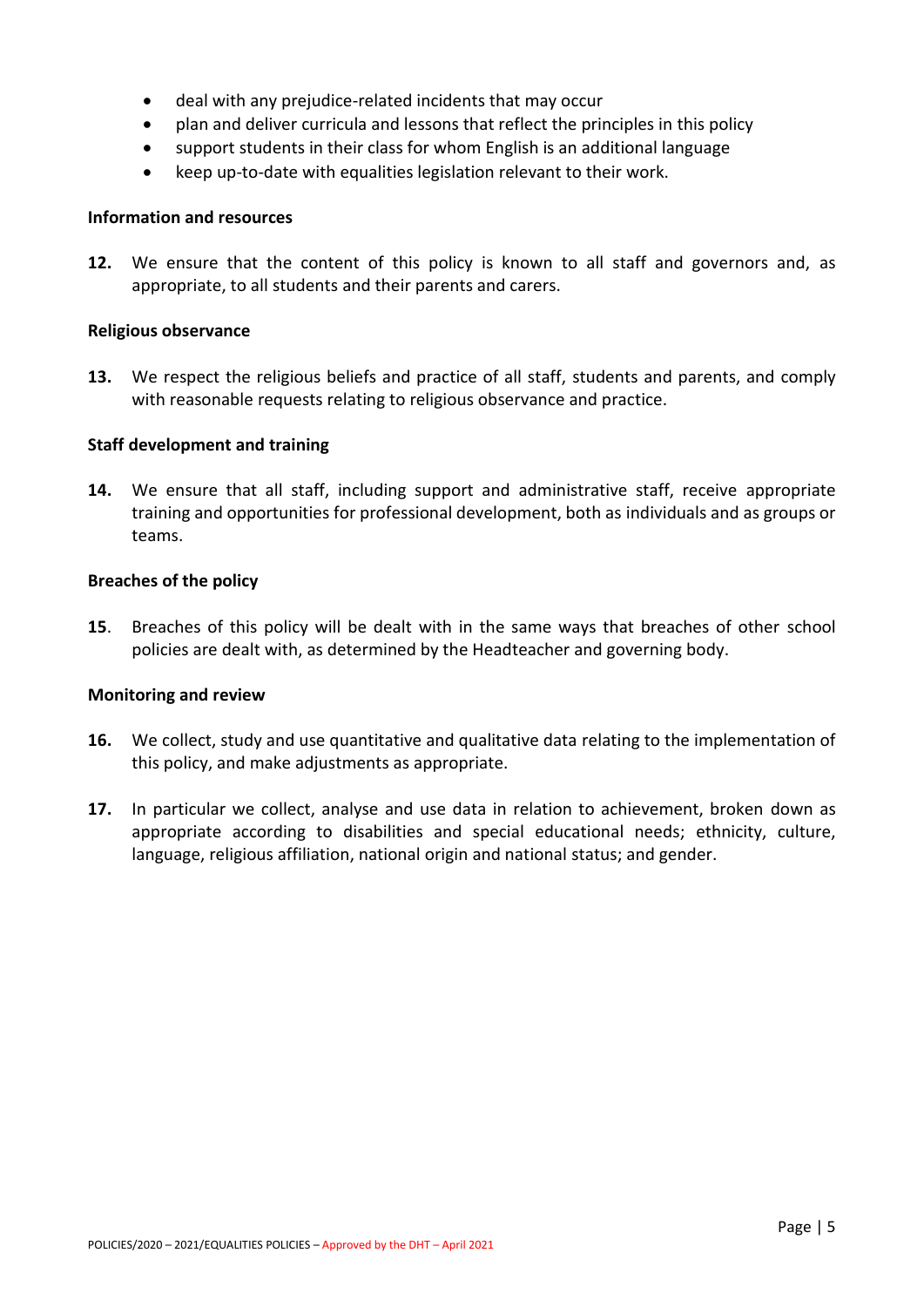- deal with any prejudice-related incidents that may occur
- plan and deliver curricula and lessons that reflect the principles in this policy
- support students in their class for whom English is an additional language
- keep up-to-date with equalities legislation relevant to their work.

**Information and resources**

**12.** We ensure that the content of this policy is known to all staff and governors and, as appropriate, to all students and their parents and carers.

**Religious observance**

**13.** We respect the religious beliefs and practice of all staff, students and parents, and comply with reasonable requests relating to religious observance and practice.

**Staff development and training**

**14.** We ensure that all staff, including support and administrative staff, receive appropriate training and opportunities for professional development, both as individuals and as groups or teams.

**Breaches of the policy**

**15**. Breaches of this policy will be dealt with in the same ways that breaches of other school policies are dealt with, as determined by the Headteacher and governing body.

**Monitoring and review**

**16.** We collect, study and use quantitative and qualitative data relating to the implementation of this policy, and make adjustments as appropriate.

**17.** In particular we collect, analyse and use data in relation to achievement, broken down as appropriate according to disabilities and special educational needs; ethnicity, culture, language, religious affiliation, national origin and national status; and gender.